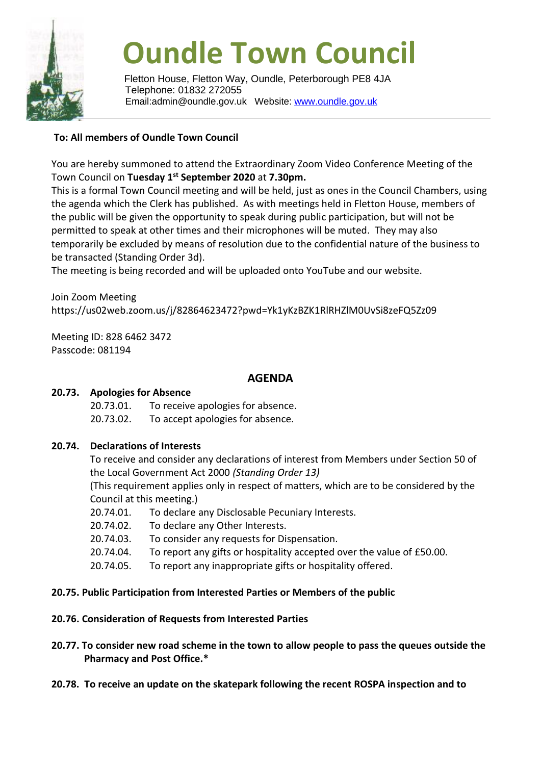# Oundle Town Council

Fletton House, Fletton Way, Oundle, Peterborough PE8 4JA
Telephone: 01832 272055
Email:admin@oundle.gov.uk Website: [www.oundle.gov.uk](http://www.oundle.gov.uk)

**To: All members of Oundle Town Council**

You are hereby summoned to attend the Extraordinary Zoom Video Conference Meeting of the Town Council on **Tuesday 1st September 2020** at **7.30pm.**
This is a formal Town Council meeting and will be held, just as ones in the Council Chambers, using the agenda which the Clerk has published. As with meetings held in Fletton House, members of the public will be given the opportunity to speak during public participation, but will not be permitted to speak at other times and their microphones will be muted. They may also temporarily be excluded by means of resolution due to the confidential nature of the business to be transacted (Standing Order 3d).
The meeting is being recorded and will be uploaded onto YouTube and our website.

Join Zoom Meeting
https://us02web.zoom.us/j/82864623472?pwd=Yk1yKzBZK1RlRHZlM0UvSi8zeFQ5Zz09

Meeting ID: 828 6462 3472
Passcode: 081194

## AGENDA

**20.73. Apologies for Absence**

- 20.73.01. To receive apologies for absence.
- 20.73.02. To accept apologies for absence.

**20.74. Declarations of Interests**

To receive and consider any declarations of interest from Members under Section 50 of the Local Government Act 2000 *(Standing Order 13)*
(This requirement applies only in respect of matters, which are to be considered by the Council at this meeting.)

- 20.74.01. To declare any Disclosable Pecuniary Interests.
- 20.74.02. To declare any Other Interests.
- 20.74.03. To consider any requests for Dispensation.
- 20.74.04. To report any gifts or hospitality accepted over the value of £50.00.
- 20.74.05. To report any inappropriate gifts or hospitality offered.

**20.75. Public Participation from Interested Parties or Members of the public**

**20.76. Consideration of Requests from Interested Parties**

**20.77. To consider new road scheme in the town to allow people to pass the queues outside the Pharmacy and Post Office.***

**20.78. To receive an update on the skatepark following the recent ROSPA inspection and to**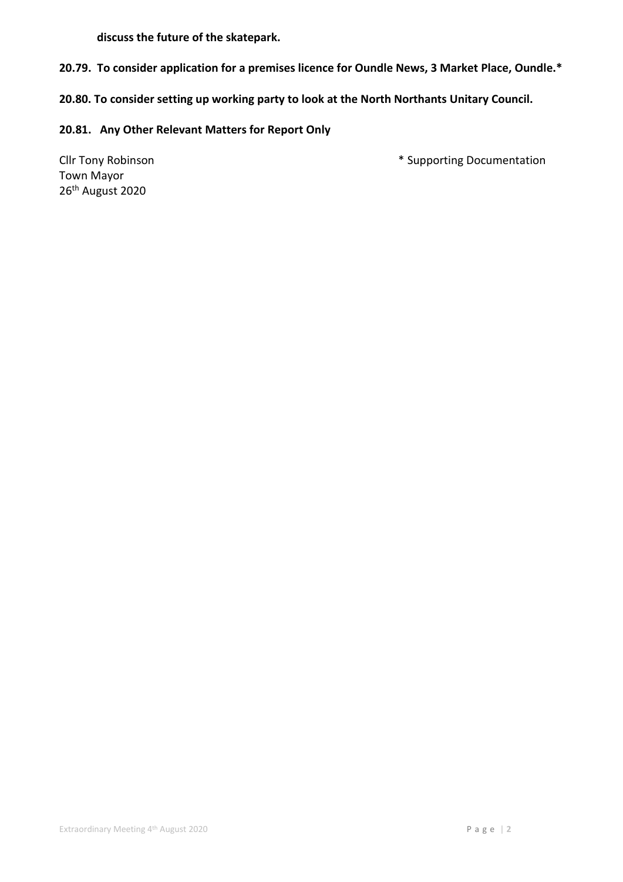**discuss the future of the skatepark.**

**20.79. To consider application for a premises licence for Oundle News, 3 Market Place, Oundle.***

**20.80. To consider setting up working party to look at the North Northants Unitary Council.**

**20.81. Any Other Relevant Matters for Report Only**

Cllr Tony Robinson
Town Mayor
26th August 2020

\* Supporting Documentation